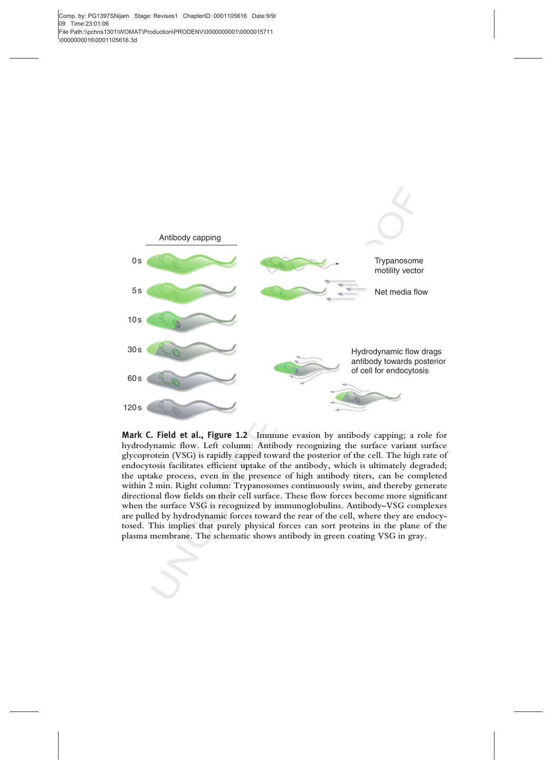Antibody capping

0 s

5 s

10 s

30 s

60 s

120 s

Trypanosome motility vector

Net media flow

Hydrodynamic flow drags antibody towards posterior of cell for endocytosis

**Mark C. Field et al., Figure 1.2** Immune evasion by antibody capping; a role for hydrodynamic flow. Left column: Antibody recognizing the surface variant surface glycoprotein (VSG) is rapidly capped toward the posterior of the cell. The high rate of endocytosis facilitates efficient uptake of the antibody, which is ultimately degraded; the uptake process, even in the presence of high antibody titers, can be completed within 2 min. Right column: Trypanosomes continuously swim, and thereby generate directional flow fields on their cell surface. These flow forces become more significant when the surface VSG is recognized by immunoglobulins. Antibody–VSG complexes are pulled by hydrodynamic forces toward the rear of the cell, where they are endocytosed. This implies that purely physical forces can sort proteins in the plane of the plasma membrane. The schematic shows antibody in green coating VSG in gray.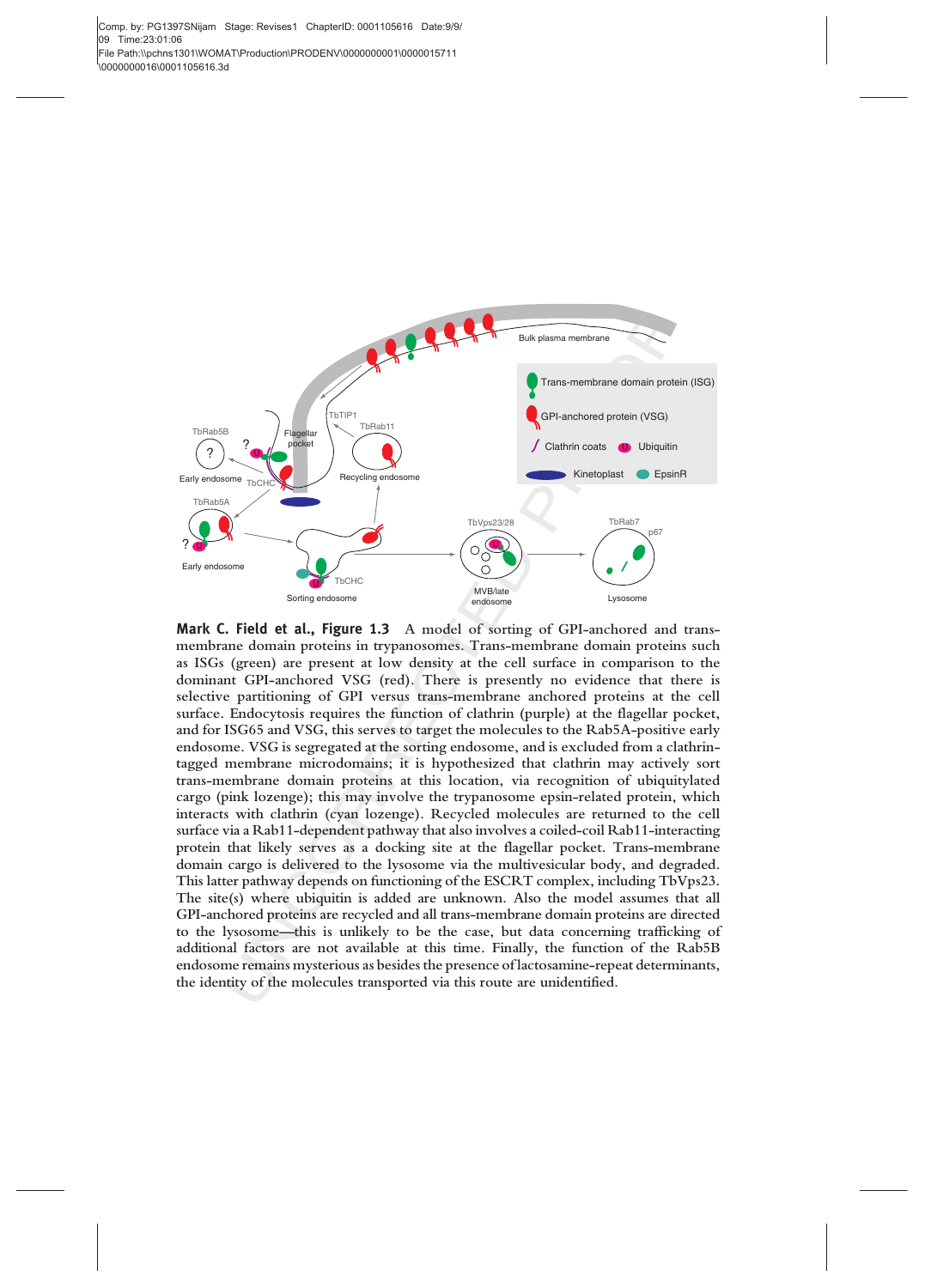Bulk plasma membrane

Trans-membrane domain protein (ISG)

GPI-anchored protein (VSG)

Clathrin coats

Ubiquitin

Kinetoplast

EpsinR

TbTIP1

TbRab11

TbRab5B

Flagellar pocket

Early endosome

TbCHC

Recycling endosome

TbRab5A

Early endosome

TbCHC

Sorting endosome

TbVps23/28

MVB/late endosome

TbRab7

p67

Lysosome

**Mark C. Field et al., Figure 1.3** A model of sorting of GPI-anchored and trans-membrane domain proteins in trypanosomes. Trans-membrane domain proteins such as ISGs (green) are present at low density at the cell surface in comparison to the dominant GPI-anchored VSG (red). There is presently no evidence that there is selective partitioning of GPI versus trans-membrane anchored proteins at the cell surface. Endocytosis requires the function of clathrin (purple) at the flagellar pocket, and for ISG65 and VSG, this serves to target the molecules to the Rab5A-positive early endosome. VSG is segregated at the sorting endosome, and is excluded from a clathrin-tagged membrane microdomains; it is hypothesized that clathrin may actively sort trans-membrane domain proteins at this location, via recognition of ubiquitylated cargo (pink lozenge); this may involve the trypanosome epsin-related protein, which interacts with clathrin (cyan lozenge). Recycled molecules are returned to the cell surface via a Rab11-dependent pathway that also involves a coiled-coil Rab11-interacting protein that likely serves as a docking site at the flagellar pocket. Trans-membrane domain cargo is delivered to the lysosome via the multivesicular body, and degraded. This latter pathway depends on functioning of the ESCRT complex, including TbVps23. The site(s) where ubiquitin is added are unknown. Also the model assumes that all GPI-anchored proteins are recycled and all trans-membrane domain proteins are directed to the lysosome—this is unlikely to be the case, but data concerning trafficking of additional factors are not available at this time. Finally, the function of the Rab5B endosome remains mysterious as besides the presence of lactosamine-repeat determinants, the identity of the molecules transported via this route are unidentified.